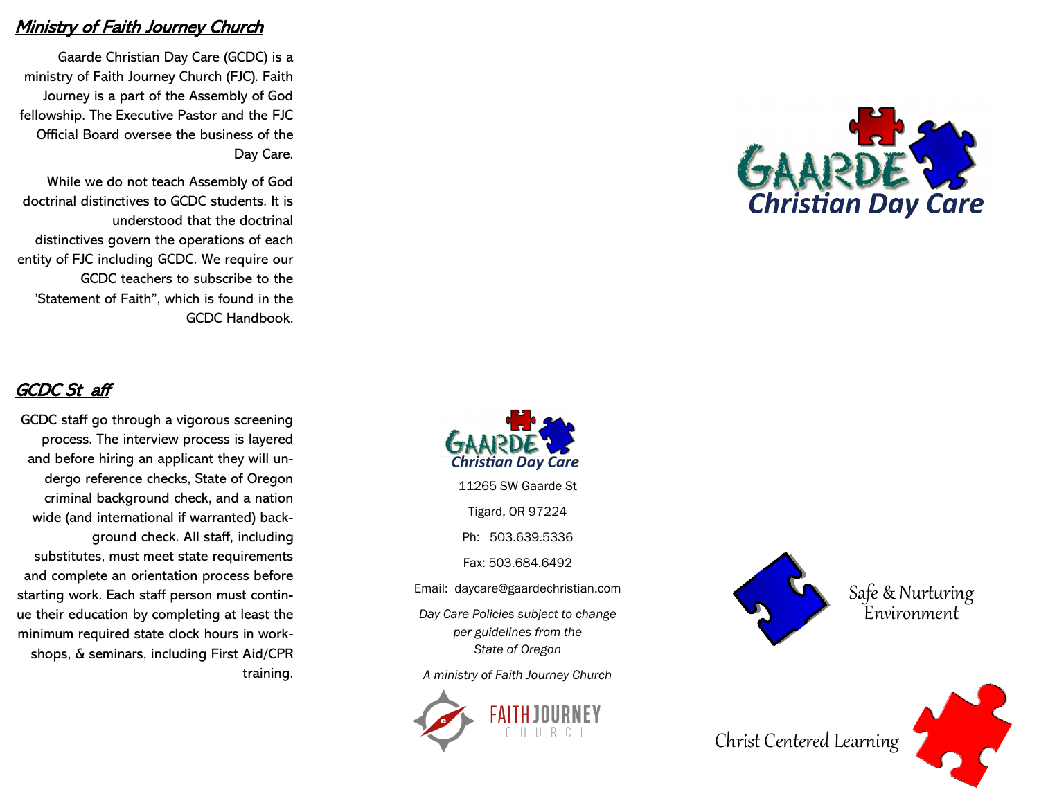## Ministry of Faith Journey Church

Gaarde Christian Day Care (GCDC) is a ministry of Faith Journey Church (FJC). Faith Journey is a part of the Assembly of God fellowship. The Executive Pastor and the FJC Official Board oversee the business of the Day Care.

While we do not teach Assembly of God doctrinal distinctives to GCDC students. It is understood that the doctrinal distinctives govern the operations of each entity of FJC including GCDC. We require our GCDC teachers to subscribe to the 'Statement of Faith", which is found in the GCDC Handbook.

## GCDC St aff

GCDC staff go through a vigorous screening process. The interview process is layered and before hiring an applicant they will undergo reference checks, State of Oregon criminal background check, and a nation wide (and international if warranted) background check. All staff, including substitutes, must meet state requirements and complete an orientation process before starting work. Each staff person must continue their education by completing at least the minimum required state clock hours in workshops, & seminars, including First Aid/CPR training.

GAARDE Christian Day Care

11265 SW Gaarde St

Tigard, OR 97224

Ph: 503.639.5336

Fax: 503.684.6492

Email: daycare@gaardechristian.com

*Day Care Policies subject to change per guidelines from the State of Oregon*

*A ministry of Faith Journey Church*

FAITH JOURNEY CHURCH

# GAARDE Christian Day Care

Safe & Nurturing Environment

Christ Centered Learning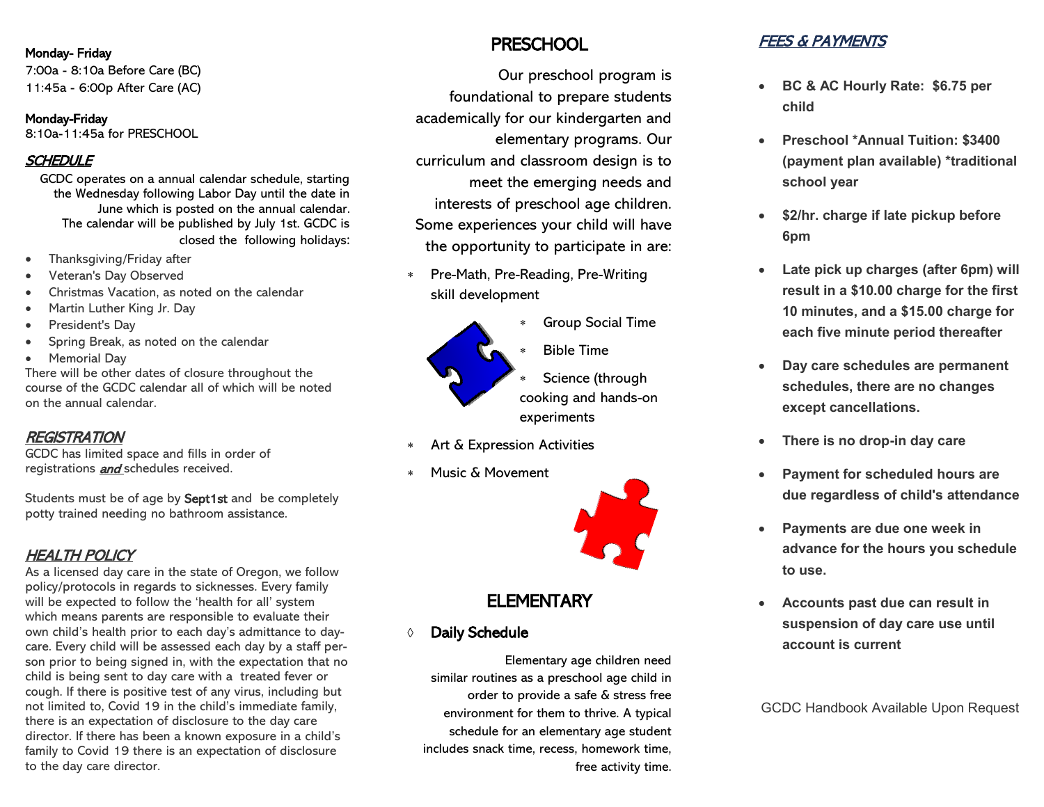**Monday- Friday**
7:00a - 8:10a Before Care (BC)
11:45a - 6:00p After Care (AC)

**Monday-Friday**
8:10a-11:45a for PRESCHOOL

## *SCHEDULE*

GCDC operates on a annual calendar schedule, starting the Wednesday following Labor Day until the date in June which is posted on the annual calendar. The calendar will be published by July 1st. GCDC is closed the following holidays:

- Thanksgiving/Friday after
- Veteran's Day Observed
- Christmas Vacation, as noted on the calendar
- Martin Luther King Jr. Day
- President's Day
- Spring Break, as noted on the calendar
- Memorial Day

There will be other dates of closure throughout the course of the GCDC calendar all of which will be noted on the annual calendar.

## *REGISTRATION*

GCDC has limited space and fills in order of registrations ***and*** schedules received.

Students must be of age by **Sept1st** and be completely potty trained needing no bathroom assistance.

## *HEALTH POLICY*

As a licensed day care in the state of Oregon, we follow policy/protocols in regards to sicknesses. Every family will be expected to follow the 'health for all' system which means parents are responsible to evaluate their own child's health prior to each day's admittance to day-care. Every child will be assessed each day by a staff person prior to being signed in, with the expectation that no child is being sent to day care with a treated fever or cough. If there is positive test of any virus, including but not limited to, Covid 19 in the child's immediate family, there is an expectation of disclosure to the day care director. If there has been a known exposure in a child's family to Covid 19 there is an expectation of disclosure to the day care director.

## PRESCHOOL

Our preschool program is foundational to prepare students academically for our kindergarten and elementary programs. Our curriculum and classroom design is to meet the emerging needs and interests of preschool age children. Some experiences your child will have the opportunity to participate in are:

- Pre-Math, Pre-Reading, Pre-Writing skill development
- Group Social Time
- Bible Time
- Science (through cooking and hands-on experiments
- Art & Expression Activities
- Music & Movement

## ELEMENTARY

◊ **Daily Schedule**

Elementary age children need similar routines as a preschool age child in order to provide a safe & stress free environment for them to thrive. A typical schedule for an elementary age student includes snack time, recess, homework time, free activity time.

## *FEES & PAYMENTS*

- **BC & AC Hourly Rate: $6.75 per child**
- **Preschool *Annual Tuition: $3400 (payment plan available) *traditional school year**
- **$2/hr. charge if late pickup before 6pm**
- **Late pick up charges (after 6pm) will result in a $10.00 charge for the first 10 minutes, and a $15.00 charge for each five minute period thereafter**
- **Day care schedules are permanent schedules, there are no changes except cancellations.**
- **There is no drop-in day care**
- **Payment for scheduled hours are due regardless of child's attendance**
- **Payments are due one week in advance for the hours you schedule to use.**
- **Accounts past due can result in suspension of day care use until account is current**

GCDC Handbook Available Upon Request